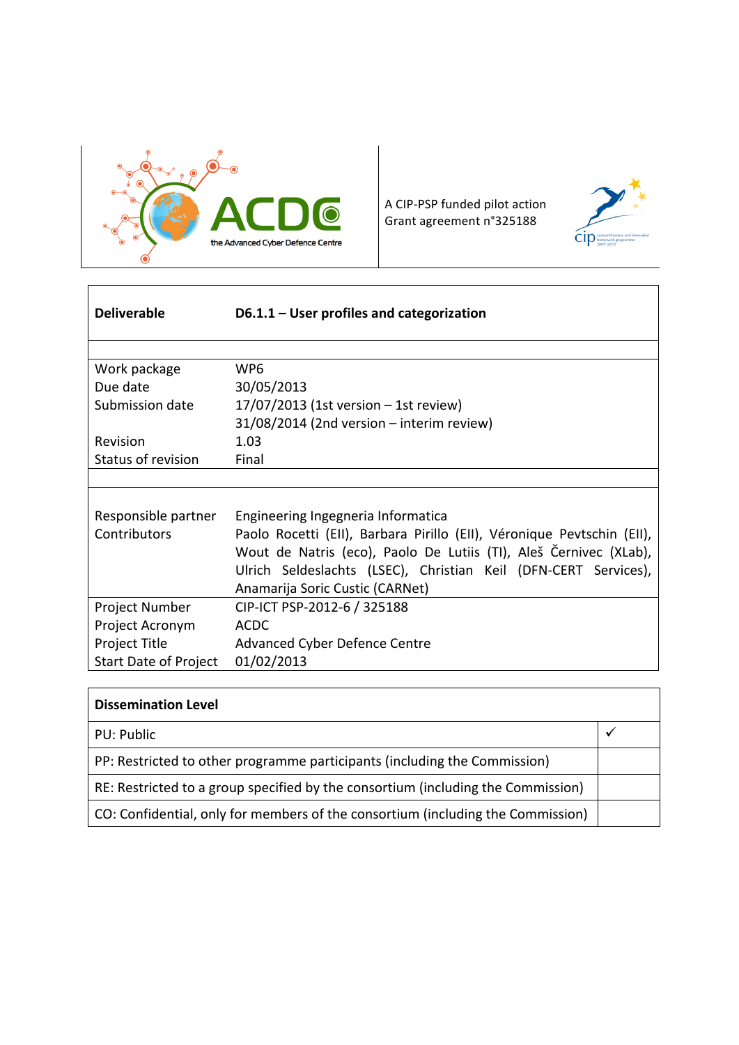ACDC — the Advanced Cyber Defence Centre

A CIP-PSP funded pilot action
Grant agreement n°325188

| **Deliverable** | **D6.1.1 – User profiles and categorization** |
|---|---|
| | |
| Work package | WP6 |
| Due date | 30/05/2013 |
| Submission date | 17/07/2013 (1st version – 1st review) |
| | 31/08/2014 (2nd version – interim review) |
| Revision | 1.03 |
| Status of revision | Final |
| | |
| Responsible partner | Engineering Ingegneria Informatica |
| Contributors | Paolo Rocetti (EII), Barbara Pirillo (EII), Véronique Pevtschin (EII), Wout de Natris (eco), Paolo De Lutiis (TI), Aleš Černivec (XLab), Ulrich Seldeslachts (LSEC), Christian Keil (DFN-CERT Services), Anamarija Soric Custic (CARNet) |
| Project Number | CIP-ICT PSP-2012-6 / 325188 |
| Project Acronym | ACDC |
| Project Title | Advanced Cyber Defence Centre |
| Start Date of Project | 01/02/2013 |

| **Dissemination Level** | |
|---|---|
| PU: Public | ✓ |
| PP: Restricted to other programme participants (including the Commission) | |
| RE: Restricted to a group specified by the consortium (including the Commission) | |
| CO: Confidential, only for members of the consortium (including the Commission) | |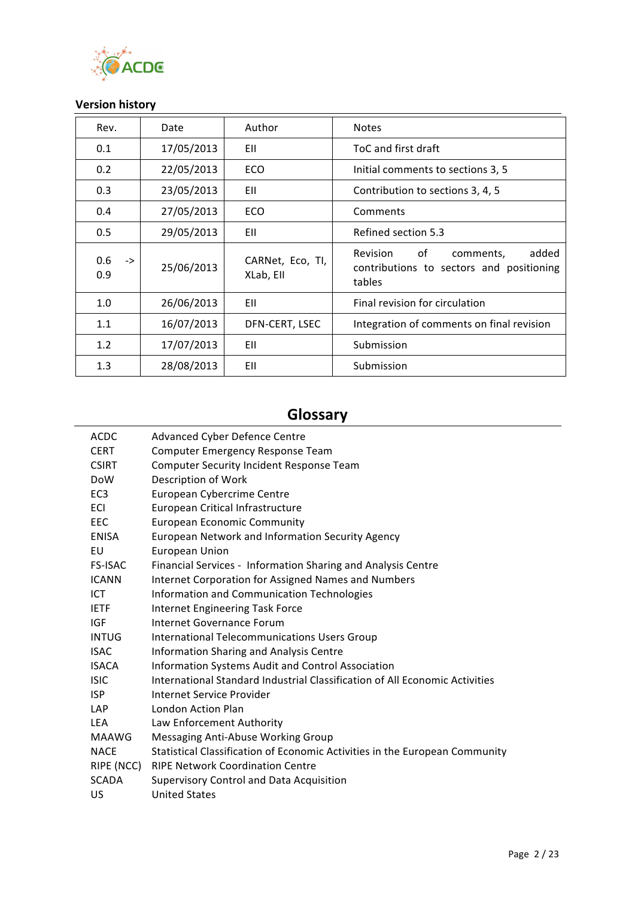## Version history

| Rev. | Date | Author | Notes |
|---|---|---|---|
| 0.1 | 17/05/2013 | EII | ToC and first draft |
| 0.2 | 22/05/2013 | ECO | Initial comments to sections 3, 5 |
| 0.3 | 23/05/2013 | EII | Contribution to sections 3, 4, 5 |
| 0.4 | 27/05/2013 | ECO | Comments |
| 0.5 | 29/05/2013 | EII | Refined section 5.3 |
| 0.6 -> 0.9 | 25/06/2013 | CARNet, Eco, TI, XLab, EII | Revision of comments, added contributions to sectors and positioning tables |
| 1.0 | 26/06/2013 | EII | Final revision for circulation |
| 1.1 | 16/07/2013 | DFN-CERT, LSEC | Integration of comments on final revision |
| 1.2 | 17/07/2013 | EII | Submission |
| 1.3 | 28/08/2013 | EII | Submission |

# Glossary

| | |
|---|---|
| ACDC | Advanced Cyber Defence Centre |
| CERT | Computer Emergency Response Team |
| CSIRT | Computer Security Incident Response Team |
| DoW | Description of Work |
| EC3 | European Cybercrime Centre |
| ECI | European Critical Infrastructure |
| EEC | European Economic Community |
| ENISA | European Network and Information Security Agency |
| EU | European Union |
| FS-ISAC | Financial Services - Information Sharing and Analysis Centre |
| ICANN | Internet Corporation for Assigned Names and Numbers |
| ICT | Information and Communication Technologies |
| IETF | Internet Engineering Task Force |
| IGF | Internet Governance Forum |
| INTUG | International Telecommunications Users Group |
| ISAC | Information Sharing and Analysis Centre |
| ISACA | Information Systems Audit and Control Association |
| ISIC | International Standard Industrial Classification of All Economic Activities |
| ISP | Internet Service Provider |
| LAP | London Action Plan |
| LEA | Law Enforcement Authority |
| MAAWG | Messaging Anti-Abuse Working Group |
| NACE | Statistical Classification of Economic Activities in the European Community |
| RIPE (NCC) | RIPE Network Coordination Centre |
| SCADA | Supervisory Control and Data Acquisition |
| US | United States |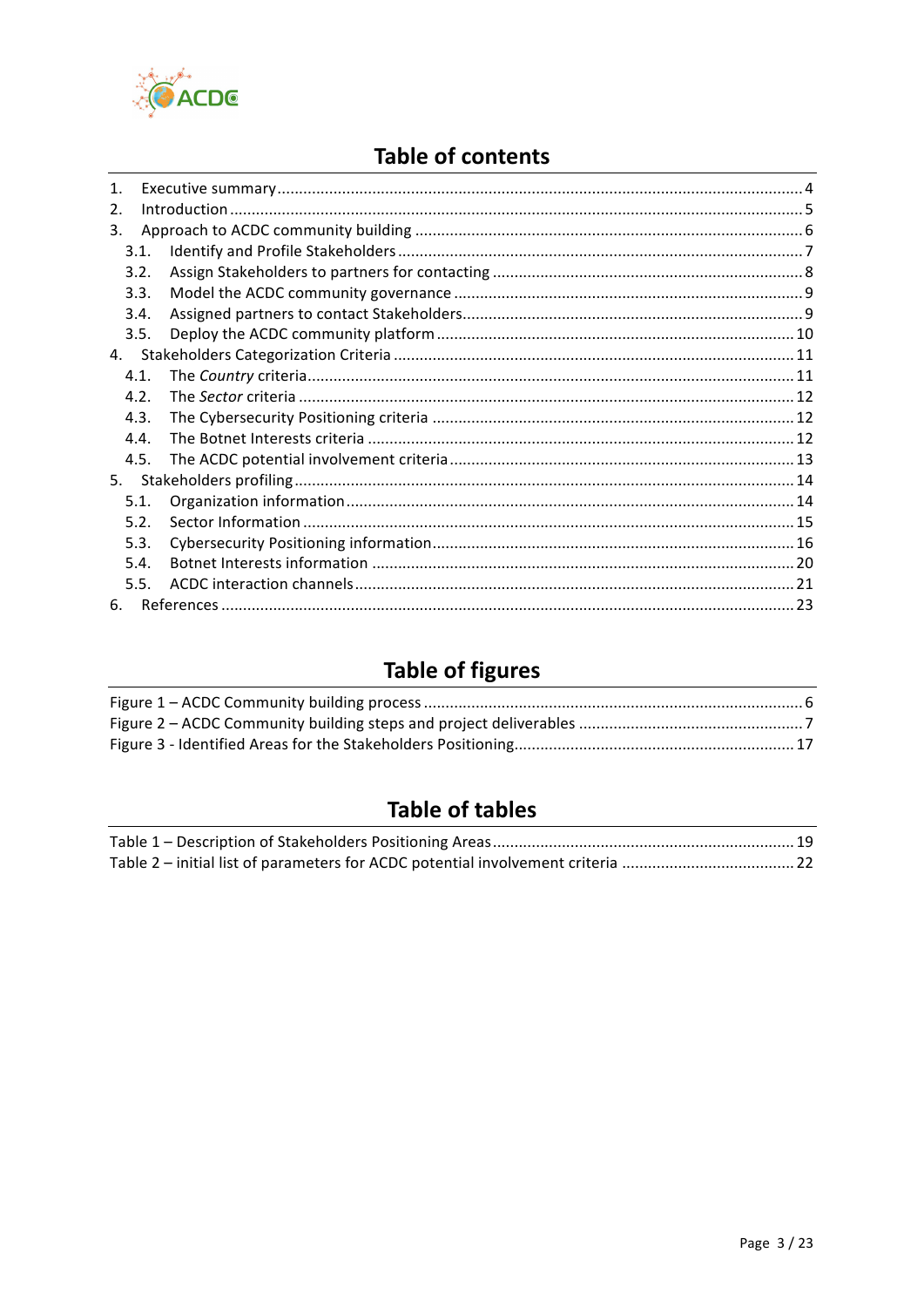# Table of contents

1. Executive summary ........................................................................................................................ 4
2. Introduction ................................................................................................................................... 5
3. Approach to ACDC community building ........................................................................................ 6
   - 3.1. Identify and Profile Stakeholders ............................................................................................. 7
   - 3.2. Assign Stakeholders to partners for contacting ....................................................................... 8
   - 3.3. Model the ACDC community governance ................................................................................ 9
   - 3.4. Assigned partners to contact Stakeholders............................................................................... 9
   - 3.5. Deploy the ACDC community platform .................................................................................. 10
4. Stakeholders Categorization Criteria ............................................................................................ 11
   - 4.1. The *Country* criteria............................................................................................................... 11
   - 4.2. The *Sector* criteria ................................................................................................................. 12
   - 4.3. The Cybersecurity Positioning criteria ................................................................................... 12
   - 4.4. The Botnet Interests criteria .................................................................................................. 12
   - 4.5. The ACDC potential involvement criteria ............................................................................... 13
5. Stakeholders profiling ................................................................................................................... 14
   - 5.1. Organization information ....................................................................................................... 14
   - 5.2. Sector Information ................................................................................................................. 15
   - 5.3. Cybersecurity Positioning information................................................................................... 16
   - 5.4. Botnet Interests information ................................................................................................. 20
   - 5.5. ACDC interaction channels ..................................................................................................... 21
6. References .................................................................................................................................... 23

# Table of figures

Figure 1 – ACDC Community building process ....................................................................................... 6

Figure 2 – ACDC Community building steps and project deliverables .................................................... 7

Figure 3 - Identified Areas for the Stakeholders Positioning................................................................ 17

# Table of tables

Table 1 – Description of Stakeholders Positioning Areas ..................................................................... 19

Table 2 – initial list of parameters for ACDC potential involvement criteria ........................................ 22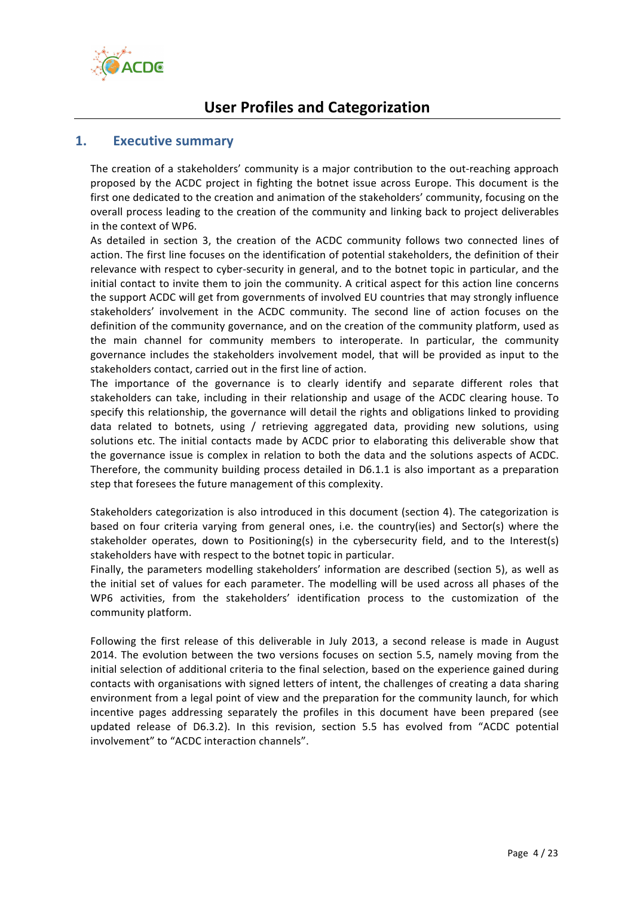# User Profiles and Categorization

## 1. Executive summary

The creation of a stakeholders' community is a major contribution to the out-reaching approach proposed by the ACDC project in fighting the botnet issue across Europe. This document is the first one dedicated to the creation and animation of the stakeholders' community, focusing on the overall process leading to the creation of the community and linking back to project deliverables in the context of WP6.

As detailed in section 3, the creation of the ACDC community follows two connected lines of action. The first line focuses on the identification of potential stakeholders, the definition of their relevance with respect to cyber-security in general, and to the botnet topic in particular, and the initial contact to invite them to join the community. A critical aspect for this action line concerns the support ACDC will get from governments of involved EU countries that may strongly influence stakeholders' involvement in the ACDC community. The second line of action focuses on the definition of the community governance, and on the creation of the community platform, used as the main channel for community members to interoperate. In particular, the community governance includes the stakeholders involvement model, that will be provided as input to the stakeholders contact, carried out in the first line of action.

The importance of the governance is to clearly identify and separate different roles that stakeholders can take, including in their relationship and usage of the ACDC clearing house. To specify this relationship, the governance will detail the rights and obligations linked to providing data related to botnets, using / retrieving aggregated data, providing new solutions, using solutions etc. The initial contacts made by ACDC prior to elaborating this deliverable show that the governance issue is complex in relation to both the data and the solutions aspects of ACDC. Therefore, the community building process detailed in D6.1.1 is also important as a preparation step that foresees the future management of this complexity.

Stakeholders categorization is also introduced in this document (section 4). The categorization is based on four criteria varying from general ones, i.e. the country(ies) and Sector(s) where the stakeholder operates, down to Positioning(s) in the cybersecurity field, and to the Interest(s) stakeholders have with respect to the botnet topic in particular.

Finally, the parameters modelling stakeholders' information are described (section 5), as well as the initial set of values for each parameter. The modelling will be used across all phases of the WP6 activities, from the stakeholders' identification process to the customization of the community platform.

Following the first release of this deliverable in July 2013, a second release is made in August 2014. The evolution between the two versions focuses on section 5.5, namely moving from the initial selection of additional criteria to the final selection, based on the experience gained during contacts with organisations with signed letters of intent, the challenges of creating a data sharing environment from a legal point of view and the preparation for the community launch, for which incentive pages addressing separately the profiles in this document have been prepared (see updated release of D6.3.2). In this revision, section 5.5 has evolved from "ACDC potential involvement" to "ACDC interaction channels".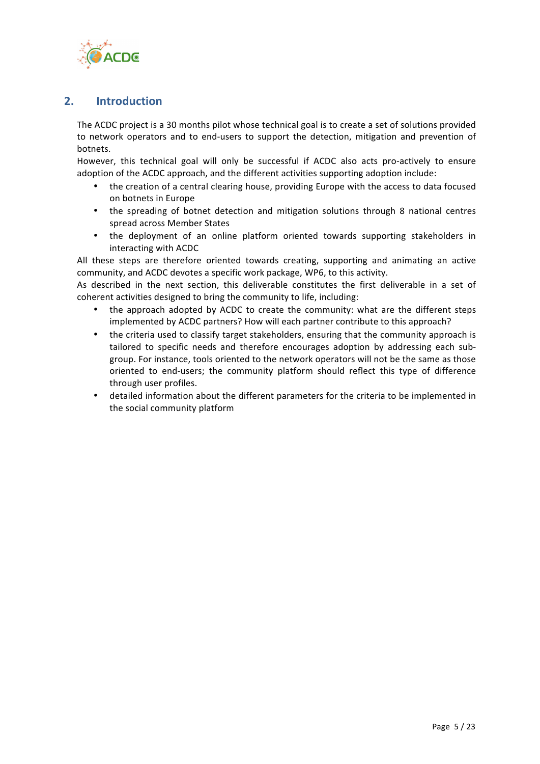## 2. Introduction

The ACDC project is a 30 months pilot whose technical goal is to create a set of solutions provided to network operators and to end-users to support the detection, mitigation and prevention of botnets.

However, this technical goal will only be successful if ACDC also acts pro-actively to ensure adoption of the ACDC approach, and the different activities supporting adoption include:

- the creation of a central clearing house, providing Europe with the access to data focused on botnets in Europe
- the spreading of botnet detection and mitigation solutions through 8 national centres spread across Member States
- the deployment of an online platform oriented towards supporting stakeholders in interacting with ACDC

All these steps are therefore oriented towards creating, supporting and animating an active community, and ACDC devotes a specific work package, WP6, to this activity.

As described in the next section, this deliverable constitutes the first deliverable in a set of coherent activities designed to bring the community to life, including:

- the approach adopted by ACDC to create the community: what are the different steps implemented by ACDC partners? How will each partner contribute to this approach?
- the criteria used to classify target stakeholders, ensuring that the community approach is tailored to specific needs and therefore encourages adoption by addressing each sub-group. For instance, tools oriented to the network operators will not be the same as those oriented to end-users; the community platform should reflect this type of difference through user profiles.
- detailed information about the different parameters for the criteria to be implemented in the social community platform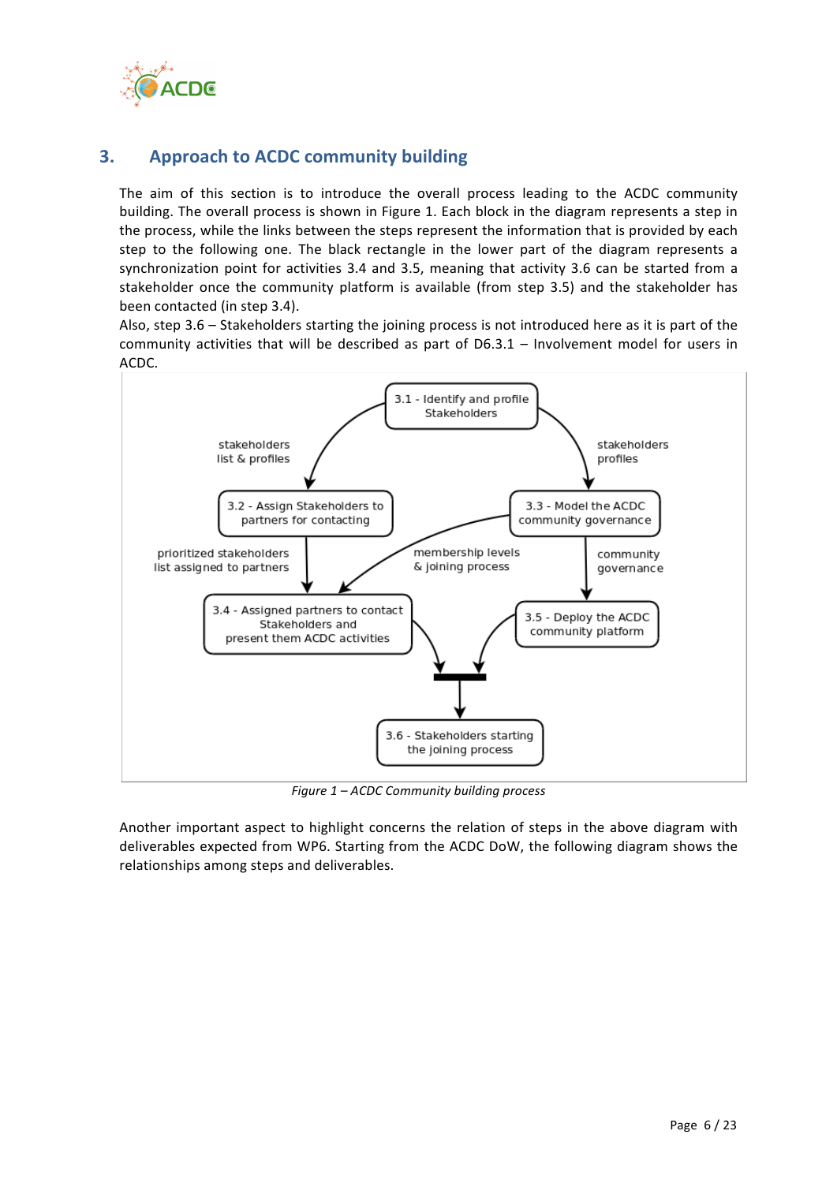# 3. Approach to ACDC community building

The aim of this section is to introduce the overall process leading to the ACDC community building. The overall process is shown in Figure 1. Each block in the diagram represents a step in the process, while the links between the steps represent the information that is provided by each step to the following one. The black rectangle in the lower part of the diagram represents a synchronization point for activities 3.4 and 3.5, meaning that activity 3.6 can be started from a stakeholder once the community platform is available (from step 3.5) and the stakeholder has been contacted (in step 3.4).

Also, step 3.6 – Stakeholders starting the joining process is not introduced here as it is part of the community activities that will be described as part of D6.3.1 – Involvement model for users in ACDC.

3.1 - Identify and profile Stakeholders

stakeholders list & profiles

stakeholders profiles

3.2 - Assign Stakeholders to partners for contacting

3.3 - Model the ACDC community governance

prioritized stakeholders list assigned to partners

membership levels & joining process

community governance

3.4 - Assigned partners to contact Stakeholders and present them ACDC activities

3.5 - Deploy the ACDC community platform

3.6 - Stakeholders starting the joining process

*Figure 1 – ACDC Community building process*

Another important aspect to highlight concerns the relation of steps in the above diagram with deliverables expected from WP6. Starting from the ACDC DoW, the following diagram shows the relationships among steps and deliverables.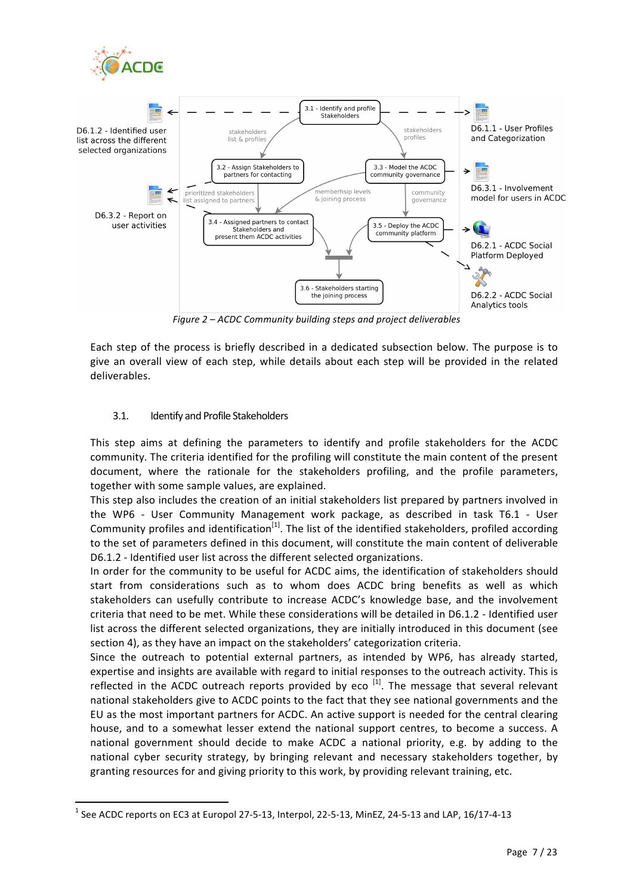Figure 2 – ACDC Community building steps and project deliverables

Each step of the process is briefly described in a dedicated subsection below. The purpose is to give an overall view of each step, while details about each step will be provided in the related deliverables.

### 3.1. Identify and Profile Stakeholders

This step aims at defining the parameters to identify and profile stakeholders for the ACDC community. The criteria identified for the profiling will constitute the main content of the present document, where the rationale for the stakeholders profiling, and the profile parameters, together with some sample values, are explained.

This step also includes the creation of an initial stakeholders list prepared by partners involved in the WP6 - User Community Management work package, as described in task T6.1 - User Community profiles and identification[1]. The list of the identified stakeholders, profiled according to the set of parameters defined in this document, will constitute the main content of deliverable D6.1.2 - Identified user list across the different selected organizations.

In order for the community to be useful for ACDC aims, the identification of stakeholders should start from considerations such as to whom does ACDC bring benefits as well as which stakeholders can usefully contribute to increase ACDC's knowledge base, and the involvement criteria that need to be met. While these considerations will be detailed in D6.1.2 - Identified user list across the different selected organizations, they are initially introduced in this document (see section 4), as they have an impact on the stakeholders' categorization criteria.

Since the outreach to potential external partners, as intended by WP6, has already started, expertise and insights are available with regard to initial responses to the outreach activity. This is reflected in the ACDC outreach reports provided by eco [1]. The message that several relevant national stakeholders give to ACDC points to the fact that they see national governments and the EU as the most important partners for ACDC. An active support is needed for the central clearing house, and to a somewhat lesser extend the national support centres, to become a success. A national government should decide to make ACDC a national priority, e.g. by adding to the national cyber security strategy, by bringing relevant and necessary stakeholders together, by granting resources for and giving priority to this work, by providing relevant training, etc.

---

[1] See ACDC reports on EC3 at Europol 27-5-13, Interpol, 22-5-13, MinEZ, 24-5-13 and LAP, 16/17-4-13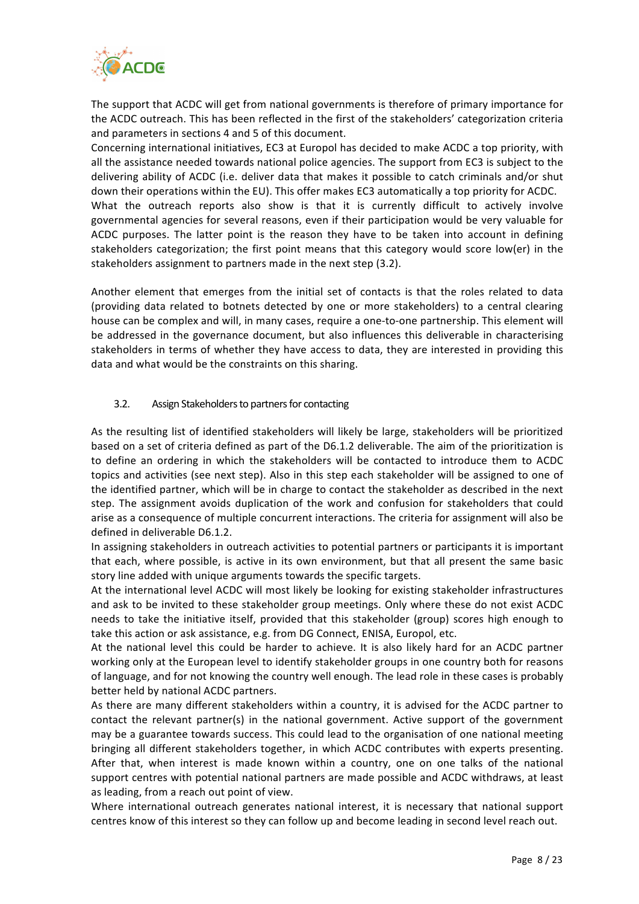The support that ACDC will get from national governments is therefore of primary importance for the ACDC outreach. This has been reflected in the first of the stakeholders' categorization criteria and parameters in sections 4 and 5 of this document.

Concerning international initiatives, EC3 at Europol has decided to make ACDC a top priority, with all the assistance needed towards national police agencies. The support from EC3 is subject to the delivering ability of ACDC (i.e. deliver data that makes it possible to catch criminals and/or shut down their operations within the EU). This offer makes EC3 automatically a top priority for ACDC.

What the outreach reports also show is that it is currently difficult to actively involve governmental agencies for several reasons, even if their participation would be very valuable for ACDC purposes. The latter point is the reason they have to be taken into account in defining stakeholders categorization; the first point means that this category would score low(er) in the stakeholders assignment to partners made in the next step (3.2).

Another element that emerges from the initial set of contacts is that the roles related to data (providing data related to botnets detected by one or more stakeholders) to a central clearing house can be complex and will, in many cases, require a one-to-one partnership. This element will be addressed in the governance document, but also influences this deliverable in characterising stakeholders in terms of whether they have access to data, they are interested in providing this data and what would be the constraints on this sharing.

### 3.2. Assign Stakeholders to partners for contacting

As the resulting list of identified stakeholders will likely be large, stakeholders will be prioritized based on a set of criteria defined as part of the D6.1.2 deliverable. The aim of the prioritization is to define an ordering in which the stakeholders will be contacted to introduce them to ACDC topics and activities (see next step). Also in this step each stakeholder will be assigned to one of the identified partner, which will be in charge to contact the stakeholder as described in the next step. The assignment avoids duplication of the work and confusion for stakeholders that could arise as a consequence of multiple concurrent interactions. The criteria for assignment will also be defined in deliverable D6.1.2.

In assigning stakeholders in outreach activities to potential partners or participants it is important that each, where possible, is active in its own environment, but that all present the same basic story line added with unique arguments towards the specific targets.

At the international level ACDC will most likely be looking for existing stakeholder infrastructures and ask to be invited to these stakeholder group meetings. Only where these do not exist ACDC needs to take the initiative itself, provided that this stakeholder (group) scores high enough to take this action or ask assistance, e.g. from DG Connect, ENISA, Europol, etc.

At the national level this could be harder to achieve. It is also likely hard for an ACDC partner working only at the European level to identify stakeholder groups in one country both for reasons of language, and for not knowing the country well enough. The lead role in these cases is probably better held by national ACDC partners.

As there are many different stakeholders within a country, it is advised for the ACDC partner to contact the relevant partner(s) in the national government. Active support of the government may be a guarantee towards success. This could lead to the organisation of one national meeting bringing all different stakeholders together, in which ACDC contributes with experts presenting. After that, when interest is made known within a country, one on one talks of the national support centres with potential national partners are made possible and ACDC withdraws, at least as leading, from a reach out point of view.

Where international outreach generates national interest, it is necessary that national support centres know of this interest so they can follow up and become leading in second level reach out.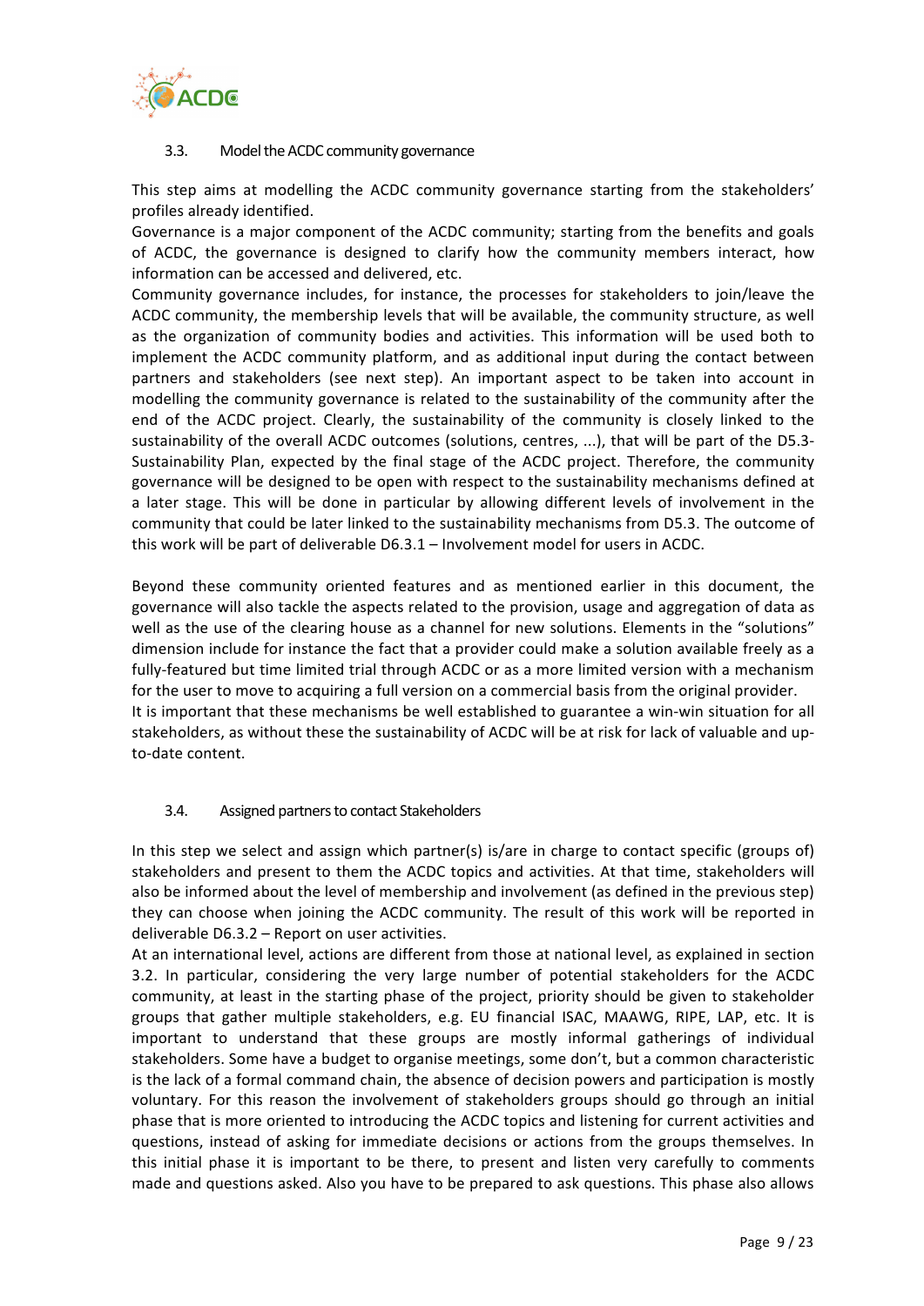## 3.3. Model the ACDC community governance

This step aims at modelling the ACDC community governance starting from the stakeholders' profiles already identified.

Governance is a major component of the ACDC community; starting from the benefits and goals of ACDC, the governance is designed to clarify how the community members interact, how information can be accessed and delivered, etc.

Community governance includes, for instance, the processes for stakeholders to join/leave the ACDC community, the membership levels that will be available, the community structure, as well as the organization of community bodies and activities. This information will be used both to implement the ACDC community platform, and as additional input during the contact between partners and stakeholders (see next step). An important aspect to be taken into account in modelling the community governance is related to the sustainability of the community after the end of the ACDC project. Clearly, the sustainability of the community is closely linked to the sustainability of the overall ACDC outcomes (solutions, centres, ...), that will be part of the D5.3-Sustainability Plan, expected by the final stage of the ACDC project. Therefore, the community governance will be designed to be open with respect to the sustainability mechanisms defined at a later stage. This will be done in particular by allowing different levels of involvement in the community that could be later linked to the sustainability mechanisms from D5.3. The outcome of this work will be part of deliverable D6.3.1 – Involvement model for users in ACDC.

Beyond these community oriented features and as mentioned earlier in this document, the governance will also tackle the aspects related to the provision, usage and aggregation of data as well as the use of the clearing house as a channel for new solutions. Elements in the "solutions" dimension include for instance the fact that a provider could make a solution available freely as a fully-featured but time limited trial through ACDC or as a more limited version with a mechanism for the user to move to acquiring a full version on a commercial basis from the original provider.

It is important that these mechanisms be well established to guarantee a win-win situation for all stakeholders, as without these the sustainability of ACDC will be at risk for lack of valuable and up-to-date content.

## 3.4. Assigned partners to contact Stakeholders

In this step we select and assign which partner(s) is/are in charge to contact specific (groups of) stakeholders and present to them the ACDC topics and activities. At that time, stakeholders will also be informed about the level of membership and involvement (as defined in the previous step) they can choose when joining the ACDC community. The result of this work will be reported in deliverable D6.3.2 – Report on user activities.

At an international level, actions are different from those at national level, as explained in section 3.2. In particular, considering the very large number of potential stakeholders for the ACDC community, at least in the starting phase of the project, priority should be given to stakeholder groups that gather multiple stakeholders, e.g. EU financial ISAC, MAAWG, RIPE, LAP, etc. It is important to understand that these groups are mostly informal gatherings of individual stakeholders. Some have a budget to organise meetings, some don't, but a common characteristic is the lack of a formal command chain, the absence of decision powers and participation is mostly voluntary. For this reason the involvement of stakeholders groups should go through an initial phase that is more oriented to introducing the ACDC topics and listening for current activities and questions, instead of asking for immediate decisions or actions from the groups themselves. In this initial phase it is important to be there, to present and listen very carefully to comments made and questions asked. Also you have to be prepared to ask questions. This phase also allows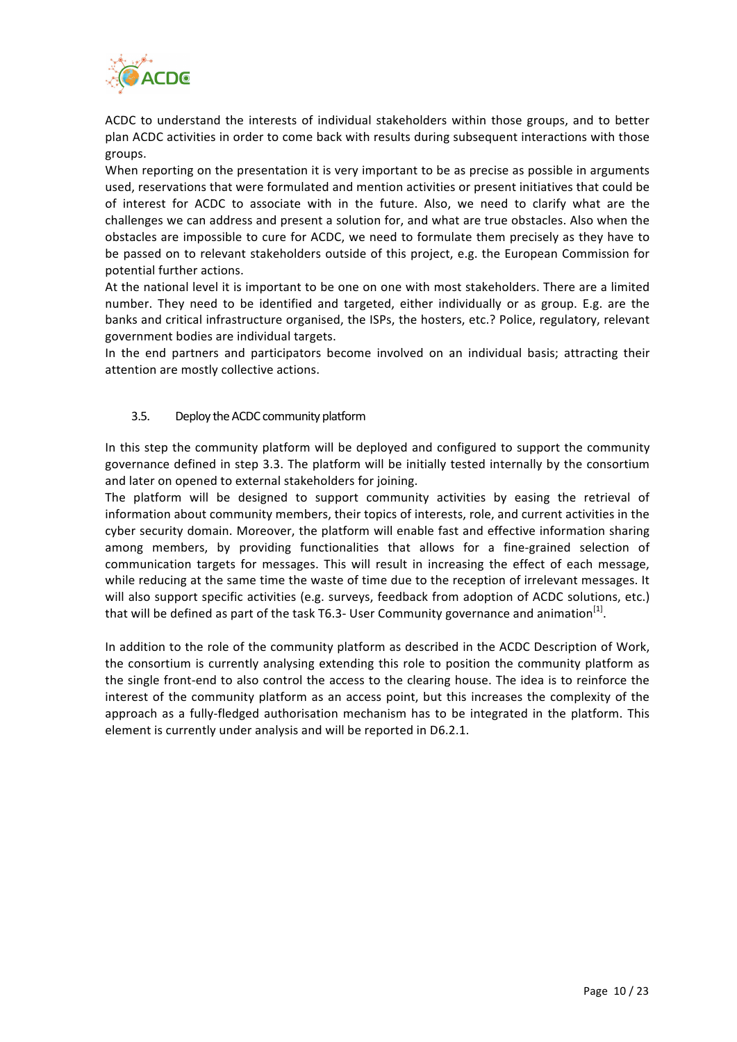ACDC to understand the interests of individual stakeholders within those groups, and to better plan ACDC activities in order to come back with results during subsequent interactions with those groups.

When reporting on the presentation it is very important to be as precise as possible in arguments used, reservations that were formulated and mention activities or present initiatives that could be of interest for ACDC to associate with in the future. Also, we need to clarify what are the challenges we can address and present a solution for, and what are true obstacles. Also when the obstacles are impossible to cure for ACDC, we need to formulate them precisely as they have to be passed on to relevant stakeholders outside of this project, e.g. the European Commission for potential further actions.

At the national level it is important to be one on one with most stakeholders. There are a limited number. They need to be identified and targeted, either individually or as group. E.g. are the banks and critical infrastructure organised, the ISPs, the hosters, etc.? Police, regulatory, relevant government bodies are individual targets.

In the end partners and participators become involved on an individual basis; attracting their attention are mostly collective actions.

### 3.5. Deploy the ACDC community platform

In this step the community platform will be deployed and configured to support the community governance defined in step 3.3. The platform will be initially tested internally by the consortium and later on opened to external stakeholders for joining.

The platform will be designed to support community activities by easing the retrieval of information about community members, their topics of interests, role, and current activities in the cyber security domain. Moreover, the platform will enable fast and effective information sharing among members, by providing functionalities that allows for a fine-grained selection of communication targets for messages. This will result in increasing the effect of each message, while reducing at the same time the waste of time due to the reception of irrelevant messages. It will also support specific activities (e.g. surveys, feedback from adoption of ACDC solutions, etc.) that will be defined as part of the task T6.3- User Community governance and animation[1].

In addition to the role of the community platform as described in the ACDC Description of Work, the consortium is currently analysing extending this role to position the community platform as the single front-end to also control the access to the clearing house. The idea is to reinforce the interest of the community platform as an access point, but this increases the complexity of the approach as a fully-fledged authorisation mechanism has to be integrated in the platform. This element is currently under analysis and will be reported in D6.2.1.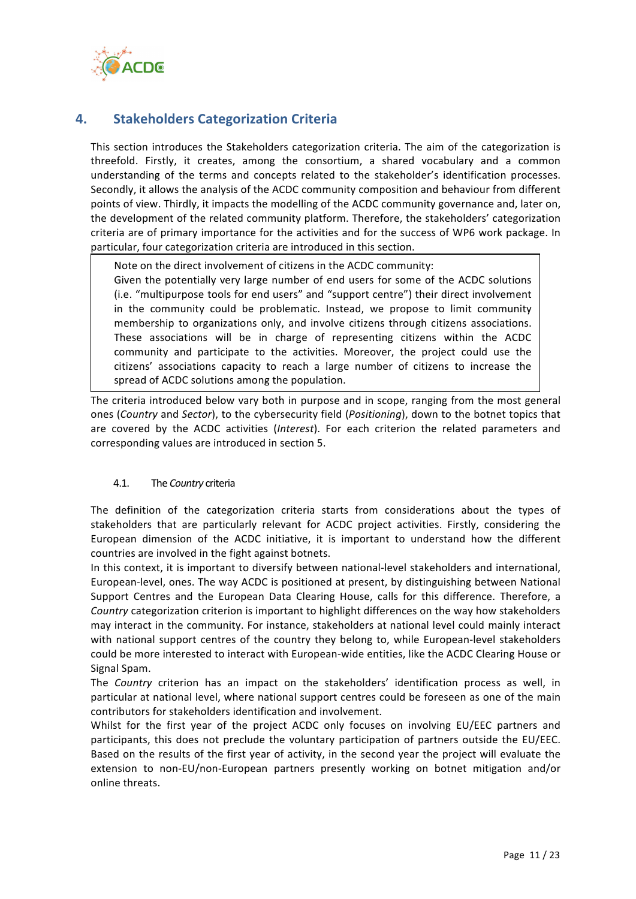# 4. Stakeholders Categorization Criteria

This section introduces the Stakeholders categorization criteria. The aim of the categorization is threefold. Firstly, it creates, among the consortium, a shared vocabulary and a common understanding of the terms and concepts related to the stakeholder's identification processes. Secondly, it allows the analysis of the ACDC community composition and behaviour from different points of view. Thirdly, it impacts the modelling of the ACDC community governance and, later on, the development of the related community platform. Therefore, the stakeholders' categorization criteria are of primary importance for the activities and for the success of WP6 work package. In particular, four categorization criteria are introduced in this section.

> Note on the direct involvement of citizens in the ACDC community:
> Given the potentially very large number of end users for some of the ACDC solutions (i.e. "multipurpose tools for end users" and "support centre") their direct involvement in the community could be problematic. Instead, we propose to limit community membership to organizations only, and involve citizens through citizens associations. These associations will be in charge of representing citizens within the ACDC community and participate to the activities. Moreover, the project could use the citizens' associations capacity to reach a large number of citizens to increase the spread of ACDC solutions among the population.

The criteria introduced below vary both in purpose and in scope, ranging from the most general ones (*Country* and *Sector*), to the cybersecurity field (*Positioning*), down to the botnet topics that are covered by the ACDC activities (*Interest*). For each criterion the related parameters and corresponding values are introduced in section 5.

## 4.1. The *Country* criteria

The definition of the categorization criteria starts from considerations about the types of stakeholders that are particularly relevant for ACDC project activities. Firstly, considering the European dimension of the ACDC initiative, it is important to understand how the different countries are involved in the fight against botnets.

In this context, it is important to diversify between national-level stakeholders and international, European-level, ones. The way ACDC is positioned at present, by distinguishing between National Support Centres and the European Data Clearing House, calls for this difference. Therefore, a *Country* categorization criterion is important to highlight differences on the way how stakeholders may interact in the community. For instance, stakeholders at national level could mainly interact with national support centres of the country they belong to, while European-level stakeholders could be more interested to interact with European-wide entities, like the ACDC Clearing House or Signal Spam.

The *Country* criterion has an impact on the stakeholders' identification process as well, in particular at national level, where national support centres could be foreseen as one of the main contributors for stakeholders identification and involvement.

Whilst for the first year of the project ACDC only focuses on involving EU/EEC partners and participants, this does not preclude the voluntary participation of partners outside the EU/EEC. Based on the results of the first year of activity, in the second year the project will evaluate the extension to non-EU/non-European partners presently working on botnet mitigation and/or online threats.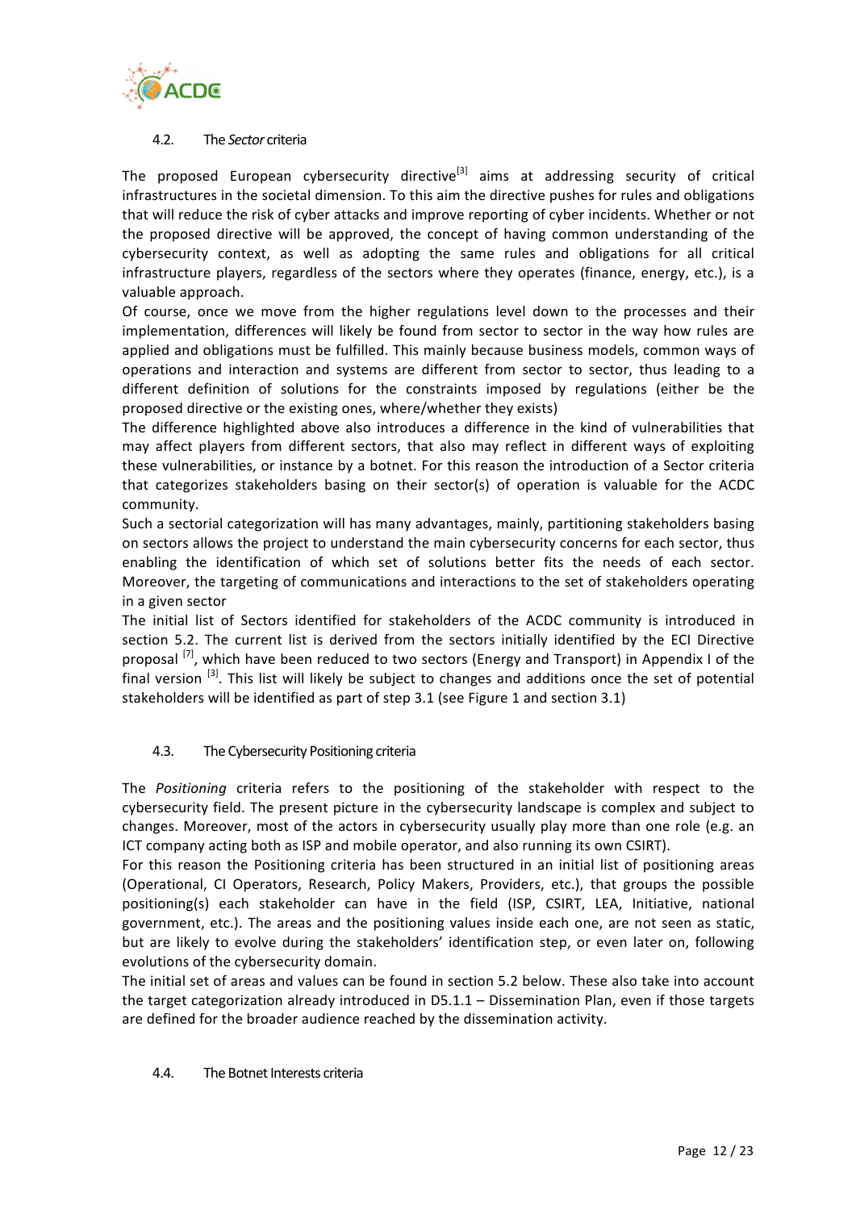### 4.2. The *Sector* criteria

The proposed European cybersecurity directive[3] aims at addressing security of critical infrastructures in the societal dimension. To this aim the directive pushes for rules and obligations that will reduce the risk of cyber attacks and improve reporting of cyber incidents. Whether or not the proposed directive will be approved, the concept of having common understanding of the cybersecurity context, as well as adopting the same rules and obligations for all critical infrastructure players, regardless of the sectors where they operates (finance, energy, etc.), is a valuable approach.

Of course, once we move from the higher regulations level down to the processes and their implementation, differences will likely be found from sector to sector in the way how rules are applied and obligations must be fulfilled. This mainly because business models, common ways of operations and interaction and systems are different from sector to sector, thus leading to a different definition of solutions for the constraints imposed by regulations (either be the proposed directive or the existing ones, where/whether they exists)

The difference highlighted above also introduces a difference in the kind of vulnerabilities that may affect players from different sectors, that also may reflect in different ways of exploiting these vulnerabilities, or instance by a botnet. For this reason the introduction of a Sector criteria that categorizes stakeholders basing on their sector(s) of operation is valuable for the ACDC community.

Such a sectorial categorization will has many advantages, mainly, partitioning stakeholders basing on sectors allows the project to understand the main cybersecurity concerns for each sector, thus enabling the identification of which set of solutions better fits the needs of each sector. Moreover, the targeting of communications and interactions to the set of stakeholders operating in a given sector

The initial list of Sectors identified for stakeholders of the ACDC community is introduced in section 5.2. The current list is derived from the sectors initially identified by the ECI Directive proposal [7], which have been reduced to two sectors (Energy and Transport) in Appendix I of the final version [3]. This list will likely be subject to changes and additions once the set of potential stakeholders will be identified as part of step 3.1 (see Figure 1 and section 3.1)

### 4.3. The Cybersecurity Positioning criteria

The *Positioning* criteria refers to the positioning of the stakeholder with respect to the cybersecurity field. The present picture in the cybersecurity landscape is complex and subject to changes. Moreover, most of the actors in cybersecurity usually play more than one role (e.g. an ICT company acting both as ISP and mobile operator, and also running its own CSIRT).

For this reason the Positioning criteria has been structured in an initial list of positioning areas (Operational, CI Operators, Research, Policy Makers, Providers, etc.), that groups the possible positioning(s) each stakeholder can have in the field (ISP, CSIRT, LEA, Initiative, national government, etc.). The areas and the positioning values inside each one, are not seen as static, but are likely to evolve during the stakeholders' identification step, or even later on, following evolutions of the cybersecurity domain.

The initial set of areas and values can be found in section 5.2 below. These also take into account the target categorization already introduced in D5.1.1 – Dissemination Plan, even if those targets are defined for the broader audience reached by the dissemination activity.

### 4.4. The Botnet Interests criteria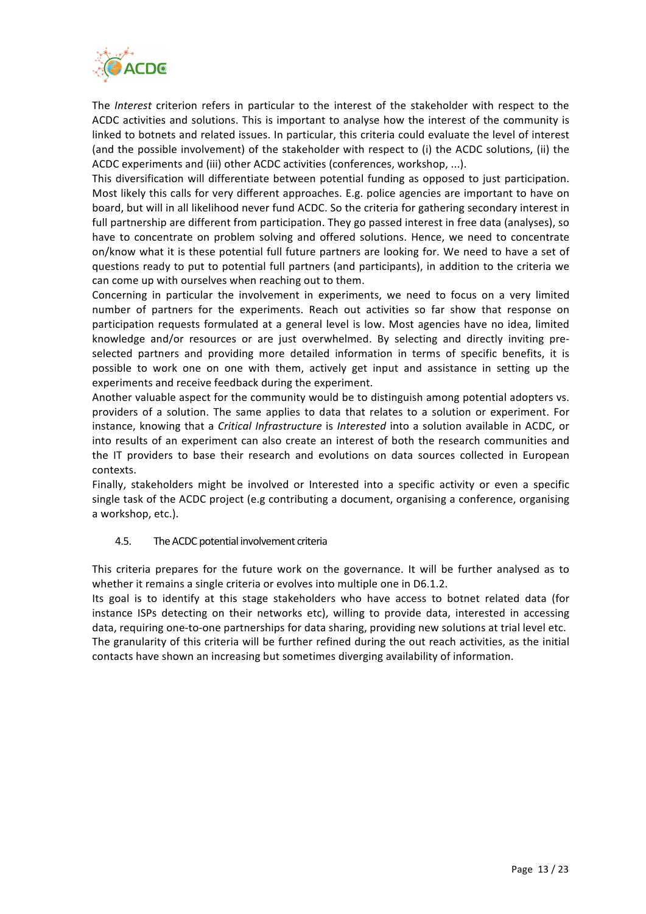The *Interest* criterion refers in particular to the interest of the stakeholder with respect to the ACDC activities and solutions. This is important to analyse how the interest of the community is linked to botnets and related issues. In particular, this criteria could evaluate the level of interest (and the possible involvement) of the stakeholder with respect to (i) the ACDC solutions, (ii) the ACDC experiments and (iii) other ACDC activities (conferences, workshop, ...).

This diversification will differentiate between potential funding as opposed to just participation. Most likely this calls for very different approaches. E.g. police agencies are important to have on board, but will in all likelihood never fund ACDC. So the criteria for gathering secondary interest in full partnership are different from participation. They go passed interest in free data (analyses), so have to concentrate on problem solving and offered solutions. Hence, we need to concentrate on/know what it is these potential full future partners are looking for. We need to have a set of questions ready to put to potential full partners (and participants), in addition to the criteria we can come up with ourselves when reaching out to them.

Concerning in particular the involvement in experiments, we need to focus on a very limited number of partners for the experiments. Reach out activities so far show that response on participation requests formulated at a general level is low. Most agencies have no idea, limited knowledge and/or resources or are just overwhelmed. By selecting and directly inviting pre-selected partners and providing more detailed information in terms of specific benefits, it is possible to work one on one with them, actively get input and assistance in setting up the experiments and receive feedback during the experiment.

Another valuable aspect for the community would be to distinguish among potential adopters vs. providers of a solution. The same applies to data that relates to a solution or experiment. For instance, knowing that a *Critical Infrastructure* is *Interested* into a solution available in ACDC, or into results of an experiment can also create an interest of both the research communities and the IT providers to base their research and evolutions on data sources collected in European contexts.

Finally, stakeholders might be involved or Interested into a specific activity or even a specific single task of the ACDC project (e.g contributing a document, organising a conference, organising a workshop, etc.).

### 4.5. The ACDC potential involvement criteria

This criteria prepares for the future work on the governance. It will be further analysed as to whether it remains a single criteria or evolves into multiple one in D6.1.2.

Its goal is to identify at this stage stakeholders who have access to botnet related data (for instance ISPs detecting on their networks etc), willing to provide data, interested in accessing data, requiring one-to-one partnerships for data sharing, providing new solutions at trial level etc.

The granularity of this criteria will be further refined during the out reach activities, as the initial contacts have shown an increasing but sometimes diverging availability of information.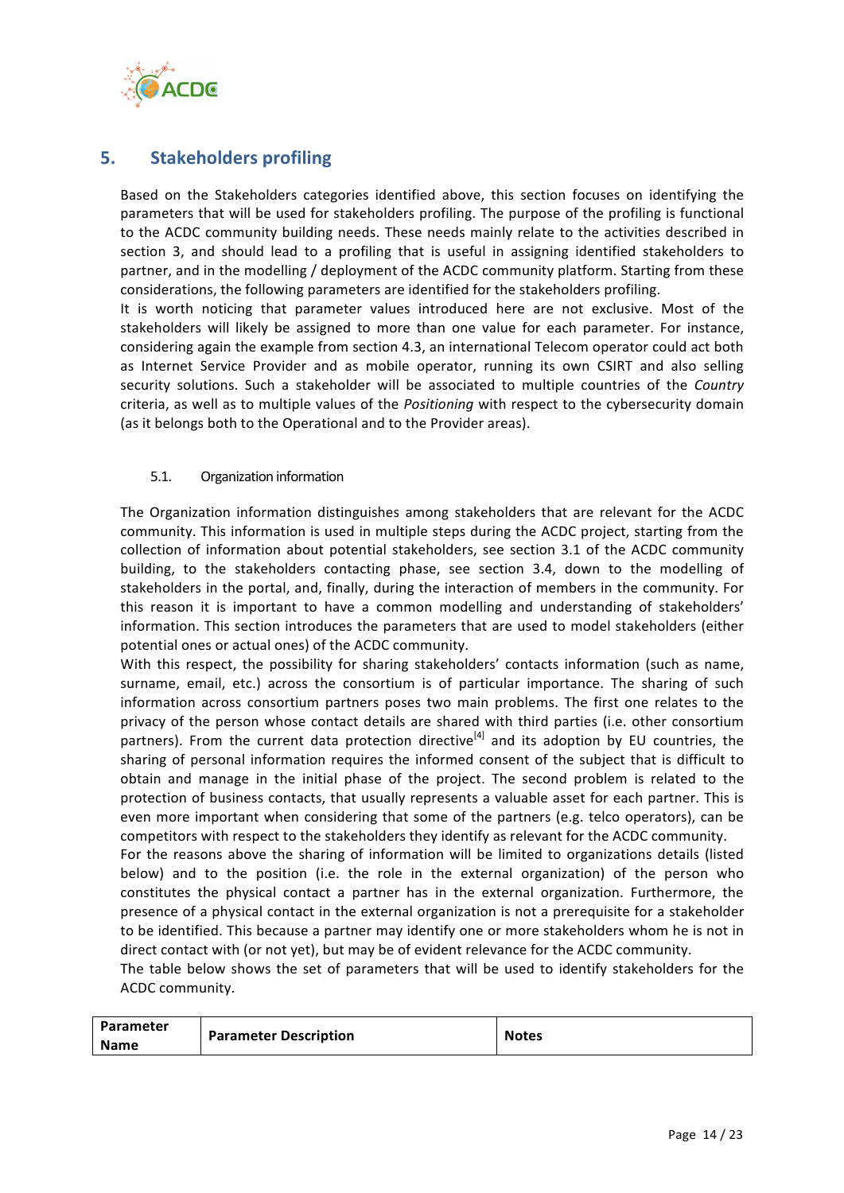# 5. Stakeholders profiling

Based on the Stakeholders categories identified above, this section focuses on identifying the parameters that will be used for stakeholders profiling. The purpose of the profiling is functional to the ACDC community building needs. These needs mainly relate to the activities described in section 3, and should lead to a profiling that is useful in assigning identified stakeholders to partner, and in the modelling / deployment of the ACDC community platform. Starting from these considerations, the following parameters are identified for the stakeholders profiling.
It is worth noticing that parameter values introduced here are not exclusive. Most of the stakeholders will likely be assigned to more than one value for each parameter. For instance, considering again the example from section 4.3, an international Telecom operator could act both as Internet Service Provider and as mobile operator, running its own CSIRT and also selling security solutions. Such a stakeholder will be associated to multiple countries of the *Country* criteria, as well as to multiple values of the *Positioning* with respect to the cybersecurity domain (as it belongs both to the Operational and to the Provider areas).

## 5.1. Organization information

The Organization information distinguishes among stakeholders that are relevant for the ACDC community. This information is used in multiple steps during the ACDC project, starting from the collection of information about potential stakeholders, see section 3.1 of the ACDC community building, to the stakeholders contacting phase, see section 3.4, down to the modelling of stakeholders in the portal, and, finally, during the interaction of members in the community. For this reason it is important to have a common modelling and understanding of stakeholders' information. This section introduces the parameters that are used to model stakeholders (either potential ones or actual ones) of the ACDC community.
With this respect, the possibility for sharing stakeholders' contacts information (such as name, surname, email, etc.) across the consortium is of particular importance. The sharing of such information across consortium partners poses two main problems. The first one relates to the privacy of the person whose contact details are shared with third parties (i.e. other consortium partners). From the current data protection directive[4] and its adoption by EU countries, the sharing of personal information requires the informed consent of the subject that is difficult to obtain and manage in the initial phase of the project. The second problem is related to the protection of business contacts, that usually represents a valuable asset for each partner. This is even more important when considering that some of the partners (e.g. telco operators), can be competitors with respect to the stakeholders they identify as relevant for the ACDC community.
For the reasons above the sharing of information will be limited to organizations details (listed below) and to the position (i.e. the role in the external organization) of the person who constitutes the physical contact a partner has in the external organization. Furthermore, the presence of a physical contact in the external organization is not a prerequisite for a stakeholder to be identified. This because a partner may identify one or more stakeholders whom he is not in direct contact with (or not yet), but may be of evident relevance for the ACDC community.
The table below shows the set of parameters that will be used to identify stakeholders for the ACDC community.

| Parameter Name | Parameter Description | Notes |
|---|---|---|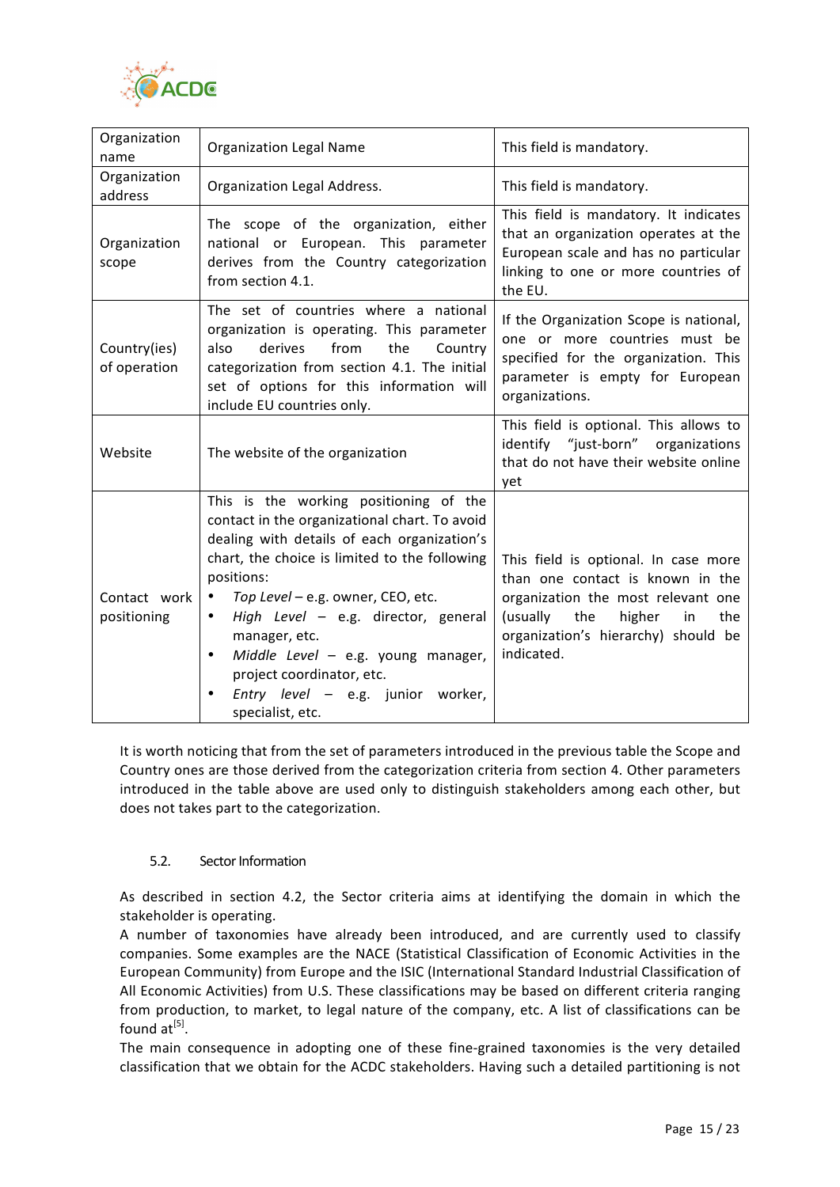| Organization name | Organization Legal Name | This field is mandatory. |
|---|---|---|
| Organization address | Organization Legal Address. | This field is mandatory. |
| Organization scope | The scope of the organization, either national or European. This parameter derives from the Country categorization from section 4.1. | This field is mandatory. It indicates that an organization operates at the European scale and has no particular linking to one or more countries of the EU. |
| Country(ies) of operation | The set of countries where a national organization is operating. This parameter also derives from the Country categorization from section 4.1. The initial set of options for this information will include EU countries only. | If the Organization Scope is national, one or more countries must be specified for the organization. This parameter is empty for European organizations. |
| Website | The website of the organization | This field is optional. This allows to identify "just-born" organizations that do not have their website online yet |
| Contact work positioning | This is the working positioning of the contact in the organizational chart. To avoid dealing with details of each organization's chart, the choice is limited to the following positions:<br>• *Top Level* – e.g. owner, CEO, etc.<br>• *High Level* – e.g. director, general manager, etc.<br>• *Middle Level* – e.g. young manager, project coordinator, etc.<br>• *Entry level* – e.g. junior worker, specialist, etc. | This field is optional. In case more than one contact is known in the organization the most relevant one (usually the higher in the organization's hierarchy) should be indicated. |

It is worth noticing that from the set of parameters introduced in the previous table the Scope and Country ones are those derived from the categorization criteria from section 4. Other parameters introduced in the table above are used only to distinguish stakeholders among each other, but does not takes part to the categorization.

## 5.2. Sector Information

As described in section 4.2, the Sector criteria aims at identifying the domain in which the stakeholder is operating.

A number of taxonomies have already been introduced, and are currently used to classify companies. Some examples are the NACE (Statistical Classification of Economic Activities in the European Community) from Europe and the ISIC (International Standard Industrial Classification of All Economic Activities) from U.S. These classifications may be based on different criteria ranging from production, to market, to legal nature of the company, etc. A list of classifications can be found at[5].

The main consequence in adopting one of these fine-grained taxonomies is the very detailed classification that we obtain for the ACDC stakeholders. Having such a detailed partitioning is not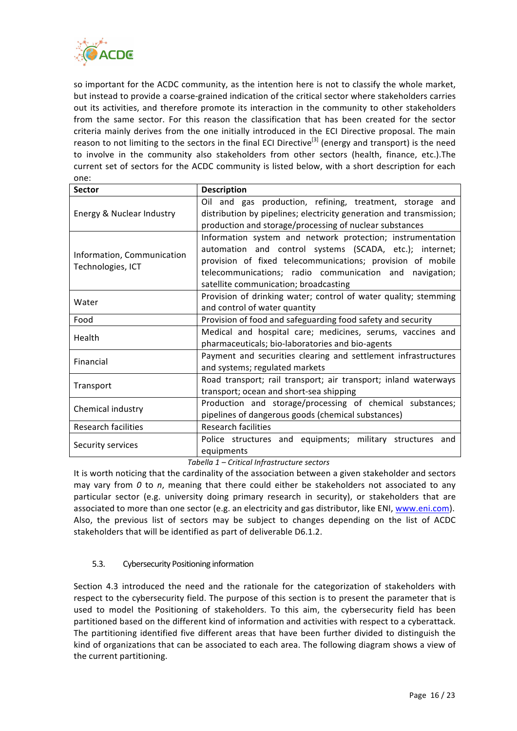so important for the ACDC community, as the intention here is not to classify the whole market, but instead to provide a coarse-grained indication of the critical sector where stakeholders carries out its activities, and therefore promote its interaction in the community to other stakeholders from the same sector. For this reason the classification that has been created for the sector criteria mainly derives from the one initially introduced in the ECI Directive proposal. The main reason to not limiting to the sectors in the final ECI Directive[3] (energy and transport) is the need to involve in the community also stakeholders from other sectors (health, finance, etc.).The current set of sectors for the ACDC community is listed below, with a short description for each one:

| Sector | Description |
|---|---|
| Energy & Nuclear Industry | Oil and gas production, refining, treatment, storage and distribution by pipelines; electricity generation and transmission; production and storage/processing of nuclear substances |
| Information, Communication Technologies, ICT | Information system and network protection; instrumentation automation and control systems (SCADA, etc.); internet; provision of fixed telecommunications; provision of mobile telecommunications; radio communication and navigation; satellite communication; broadcasting |
| Water | Provision of drinking water; control of water quality; stemming and control of water quantity |
| Food | Provision of food and safeguarding food safety and security |
| Health | Medical and hospital care; medicines, serums, vaccines and pharmaceuticals; bio-laboratories and bio-agents |
| Financial | Payment and securities clearing and settlement infrastructures and systems; regulated markets |
| Transport | Road transport; rail transport; air transport; inland waterways transport; ocean and short-sea shipping |
| Chemical industry | Production and storage/processing of chemical substances; pipelines of dangerous goods (chemical substances) |
| Research facilities | Research facilities |
| Security services | Police structures and equipments; military structures and equipments |

*Tabella 1 – Critical Infrastructure sectors*

It is worth noticing that the cardinality of the association between a given stakeholder and sectors may vary from *0* to *n*, meaning that there could either be stakeholders not associated to any particular sector (e.g. university doing primary research in security), or stakeholders that are associated to more than one sector (e.g. an electricity and gas distributor, like ENI, [www.eni.com](http://www.eni.com)). Also, the previous list of sectors may be subject to changes depending on the list of ACDC stakeholders that will be identified as part of deliverable D6.1.2.

### 5.3. Cybersecurity Positioning information

Section 4.3 introduced the need and the rationale for the categorization of stakeholders with respect to the cybersecurity field. The purpose of this section is to present the parameter that is used to model the Positioning of stakeholders. To this aim, the cybersecurity field has been partitioned based on the different kind of information and activities with respect to a cyberattack. The partitioning identified five different areas that have been further divided to distinguish the kind of organizations that can be associated to each area. The following diagram shows a view of the current partitioning.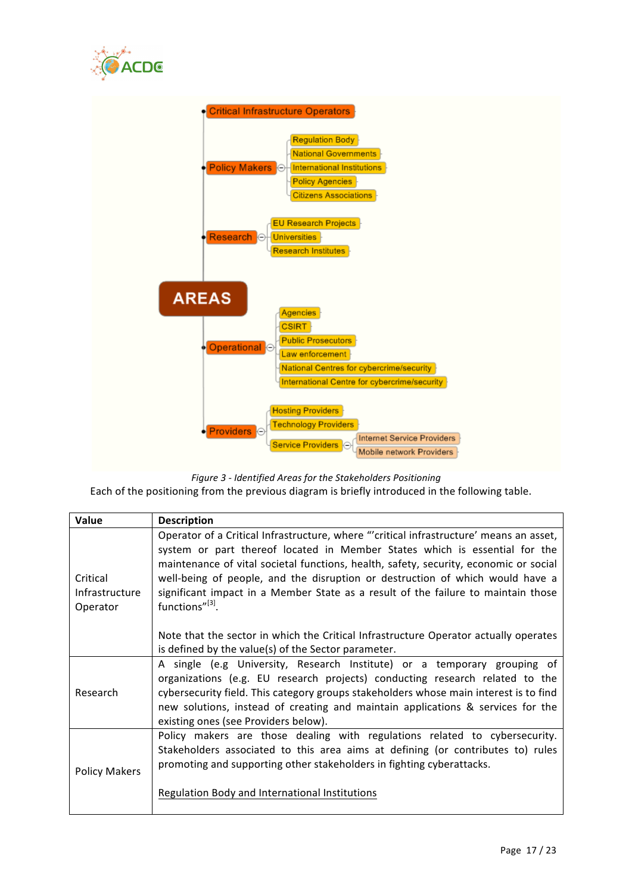- AREAS
  - Critical Infrastructure Operators
  - Policy Makers
    - Regulation Body
    - National Governments
    - International Institutions
    - Policy Agencies
    - Citizens Associations
  - Research
    - EU Research Projects
    - Universities
    - Research Institutes
  - Operational
    - Agencies
    - CSIRT
    - Public Prosecutors
    - Law enforcement
    - National Centres for cybercrime/security
    - International Centre for cybercrime/security
  - Providers
    - Hosting Providers
    - Technology Providers
    - Service Providers
      - Internet Service Providers
      - Mobile network Providers

*Figure 3 - Identified Areas for the Stakeholders Positioning*

Each of the positioning from the previous diagram is briefly introduced in the following table.

| Value | Description |
|---|---|
| Critical Infrastructure Operator | Operator of a Critical Infrastructure, where "'critical infrastructure' means an asset, system or part thereof located in Member States which is essential for the maintenance of vital societal functions, health, safety, security, economic or social well-being of people, and the disruption or destruction of which would have a significant impact in a Member State as a result of the failure to maintain those functions"[3].<br><br>Note that the sector in which the Critical Infrastructure Operator actually operates is defined by the value(s) of the Sector parameter. |
| Research | A single (e.g University, Research Institute) or a temporary grouping of organizations (e.g. EU research projects) conducting research related to the cybersecurity field. This category groups stakeholders whose main interest is to find new solutions, instead of creating and maintain applications & services for the existing ones (see Providers below). |
| Policy Makers | Policy makers are those dealing with regulations related to cybersecurity. Stakeholders associated to this area aims at defining (or contributes to) rules promoting and supporting other stakeholders in fighting cyberattacks.<br><br><u>Regulation Body and International Institutions</u> |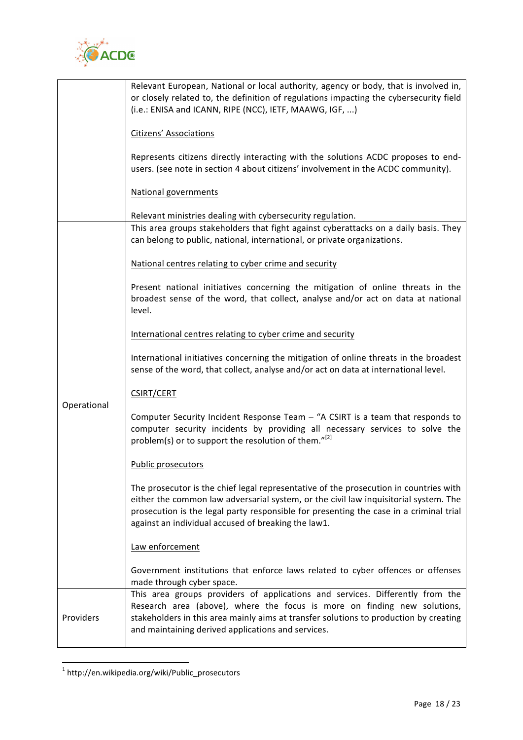| | |
|---|---|
| | Relevant European, National or local authority, agency or body, that is involved in, or closely related to, the definition of regulations impacting the cybersecurity field (i.e.: ENISA and ICANN, RIPE (NCC), IETF, MAAWG, IGF, ...)<br><br>Citizens' Associations<br><br>Represents citizens directly interacting with the solutions ACDC proposes to end-users. (see note in section 4 about citizens' involvement in the ACDC community).<br><br>National governments<br><br>Relevant ministries dealing with cybersecurity regulation. |
| Operational | This area groups stakeholders that fight against cyberattacks on a daily basis. They can belong to public, national, international, or private organizations.<br><br>National centres relating to cyber crime and security<br><br>Present national initiatives concerning the mitigation of online threats in the broadest sense of the word, that collect, analyse and/or act on data at national level.<br><br>International centres relating to cyber crime and security<br><br>International initiatives concerning the mitigation of online threats in the broadest sense of the word, that collect, analyse and/or act on data at international level.<br><br>CSIRT/CERT<br><br>Computer Security Incident Response Team – "A CSIRT is a team that responds to computer security incidents by providing all necessary services to solve the problem(s) or to support the resolution of them."[2]<br><br>Public prosecutors<br><br>The prosecutor is the chief legal representative of the prosecution in countries with either the common law adversarial system, or the civil law inquisitorial system. The prosecution is the legal party responsible for presenting the case in a criminal trial against an individual accused of breaking the law[1].<br><br>Law enforcement<br><br>Government institutions that enforce laws related to cyber offences or offenses made through cyber space. |
| Providers | This area groups providers of applications and services. Differently from the Research area (above), where the focus is more on finding new solutions, stakeholders in this area mainly aims at transfer solutions to production by creating and maintaining derived applications and services. |

[1] http://en.wikipedia.org/wiki/Public_prosecutors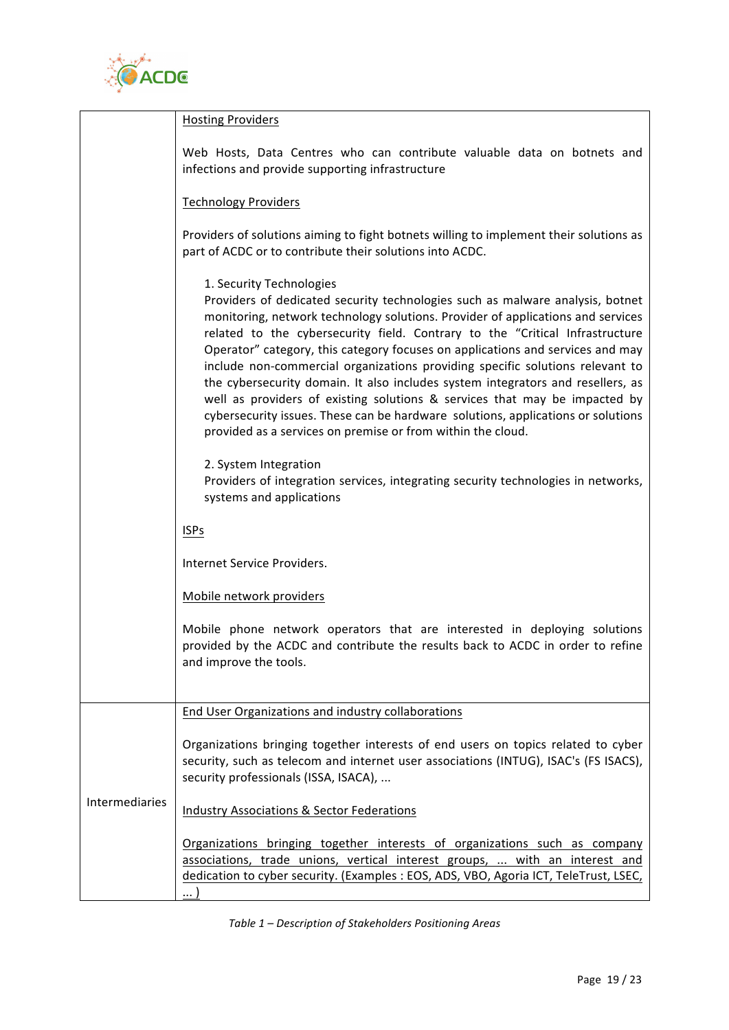| | |
|---|---|
| | Hosting Providers<br><br>Web Hosts, Data Centres who can contribute valuable data on botnets and infections and provide supporting infrastructure<br><br>Technology Providers<br><br>Providers of solutions aiming to fight botnets willing to implement their solutions as part of ACDC or to contribute their solutions into ACDC.<br><br>1. Security Technologies<br>Providers of dedicated security technologies such as malware analysis, botnet monitoring, network technology solutions. Provider of applications and services related to the cybersecurity field. Contrary to the "Critical Infrastructure Operator" category, this category focuses on applications and services and may include non-commercial organizations providing specific solutions relevant to the cybersecurity domain. It also includes system integrators and resellers, as well as providers of existing solutions & services that may be impacted by cybersecurity issues. These can be hardware solutions, applications or solutions provided as a services on premise or from within the cloud.<br><br>2. System Integration<br>Providers of integration services, integrating security technologies in networks, systems and applications<br><br>ISPs<br><br>Internet Service Providers.<br><br>Mobile network providers<br><br>Mobile phone network operators that are interested in deploying solutions provided by the ACDC and contribute the results back to ACDC in order to refine and improve the tools. |
| Intermediaries | End User Organizations and industry collaborations<br><br>Organizations bringing together interests of end users on topics related to cyber security, such as telecom and internet user associations (INTUG), ISAC's (FS ISACS), security professionals (ISSA, ISACA), ...<br><br>Industry Associations & Sector Federations<br><br>Organizations bringing together interests of organizations such as company associations, trade unions, vertical interest groups, ... with an interest and dedication to cyber security. (Examples : EOS, ADS, VBO, Agoria ICT, TeleTrust, LSEC, ... ) |

*Table 1 – Description of Stakeholders Positioning Areas*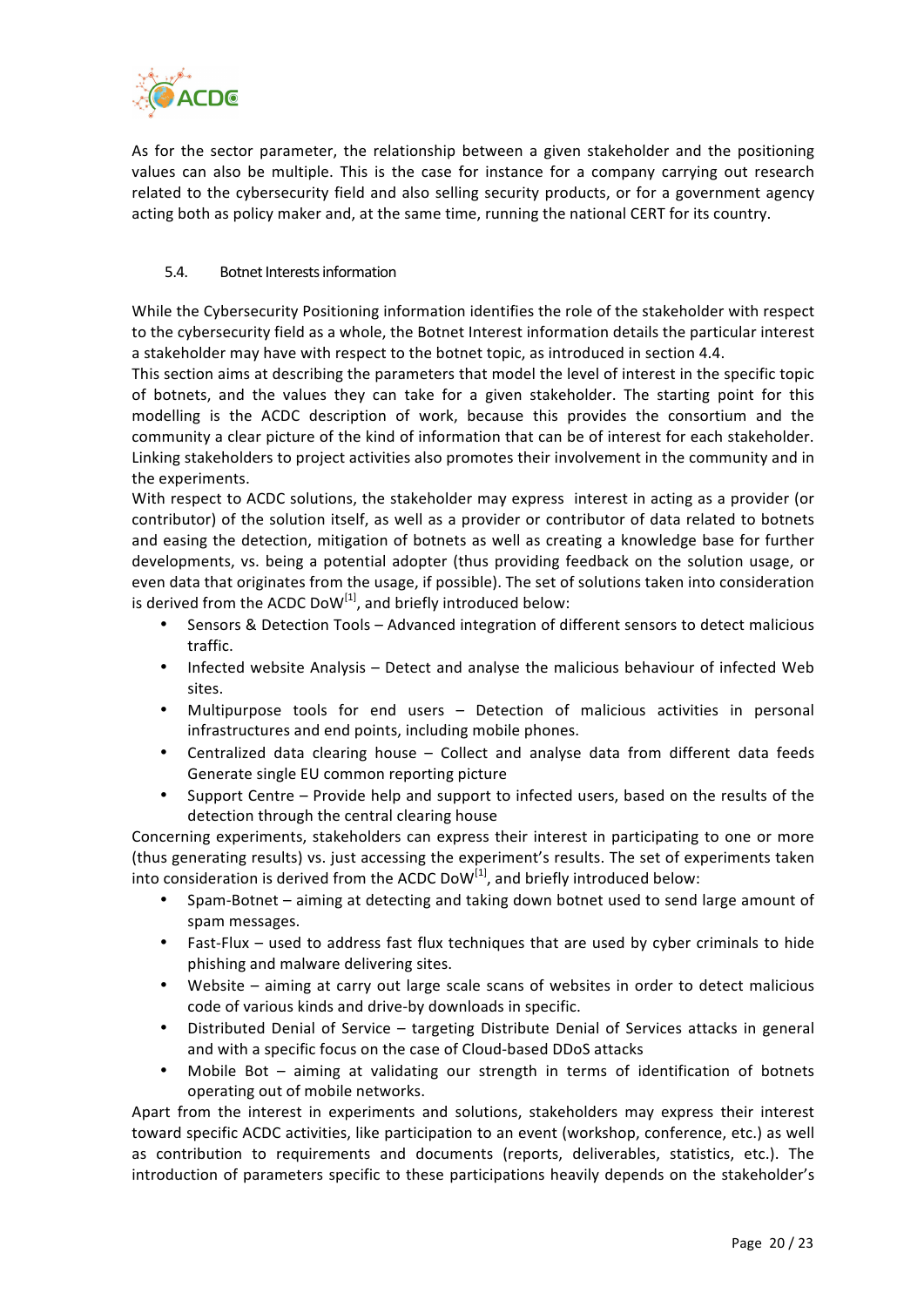As for the sector parameter, the relationship between a given stakeholder and the positioning values can also be multiple. This is the case for instance for a company carrying out research related to the cybersecurity field and also selling security products, or for a government agency acting both as policy maker and, at the same time, running the national CERT for its country.

### 5.4. Botnet Interests information

While the Cybersecurity Positioning information identifies the role of the stakeholder with respect to the cybersecurity field as a whole, the Botnet Interest information details the particular interest a stakeholder may have with respect to the botnet topic, as introduced in section 4.4.

This section aims at describing the parameters that model the level of interest in the specific topic of botnets, and the values they can take for a given stakeholder. The starting point for this modelling is the ACDC description of work, because this provides the consortium and the community a clear picture of the kind of information that can be of interest for each stakeholder. Linking stakeholders to project activities also promotes their involvement in the community and in the experiments.

With respect to ACDC solutions, the stakeholder may express interest in acting as a provider (or contributor) of the solution itself, as well as a provider or contributor of data related to botnets and easing the detection, mitigation of botnets as well as creating a knowledge base for further developments, vs. being a potential adopter (thus providing feedback on the solution usage, or even data that originates from the usage, if possible). The set of solutions taken into consideration is derived from the ACDC DoW[1], and briefly introduced below:

- Sensors & Detection Tools – Advanced integration of different sensors to detect malicious traffic.
- Infected website Analysis – Detect and analyse the malicious behaviour of infected Web sites.
- Multipurpose tools for end users – Detection of malicious activities in personal infrastructures and end points, including mobile phones.
- Centralized data clearing house – Collect and analyse data from different data feeds Generate single EU common reporting picture
- Support Centre – Provide help and support to infected users, based on the results of the detection through the central clearing house

Concerning experiments, stakeholders can express their interest in participating to one or more (thus generating results) vs. just accessing the experiment's results. The set of experiments taken into consideration is derived from the ACDC DoW[1], and briefly introduced below:

- Spam-Botnet – aiming at detecting and taking down botnet used to send large amount of spam messages.
- Fast-Flux – used to address fast flux techniques that are used by cyber criminals to hide phishing and malware delivering sites.
- Website – aiming at carry out large scale scans of websites in order to detect malicious code of various kinds and drive-by downloads in specific.
- Distributed Denial of Service – targeting Distribute Denial of Services attacks in general and with a specific focus on the case of Cloud-based DDoS attacks
- Mobile Bot – aiming at validating our strength in terms of identification of botnets operating out of mobile networks.

Apart from the interest in experiments and solutions, stakeholders may express their interest toward specific ACDC activities, like participation to an event (workshop, conference, etc.) as well as contribution to requirements and documents (reports, deliverables, statistics, etc.). The introduction of parameters specific to these participations heavily depends on the stakeholder's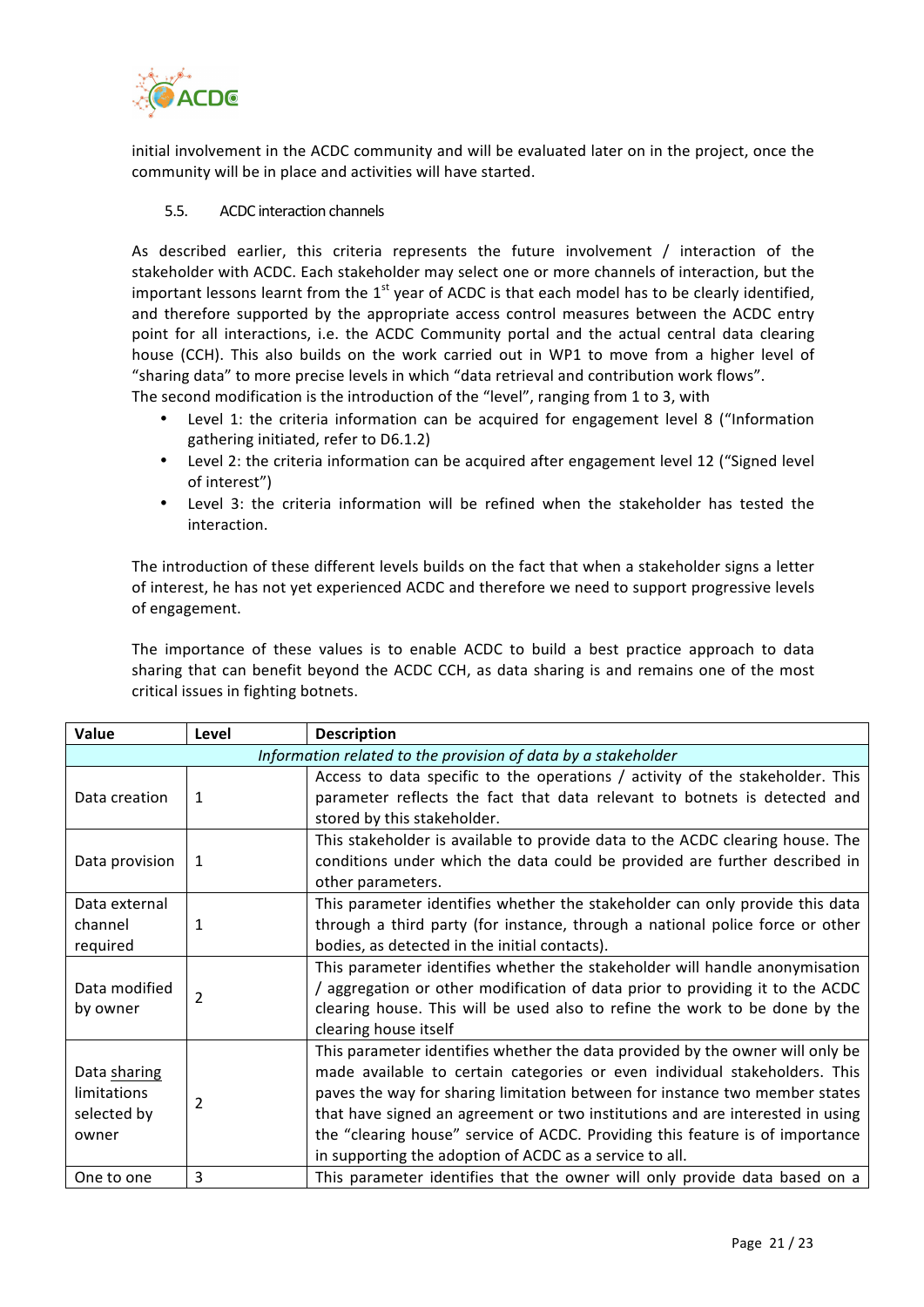initial involvement in the ACDC community and will be evaluated later on in the project, once the community will be in place and activities will have started.

### 5.5. ACDC interaction channels

As described earlier, this criteria represents the future involvement / interaction of the stakeholder with ACDC. Each stakeholder may select one or more channels of interaction, but the important lessons learnt from the 1st year of ACDC is that each model has to be clearly identified, and therefore supported by the appropriate access control measures between the ACDC entry point for all interactions, i.e. the ACDC Community portal and the actual central data clearing house (CCH). This also builds on the work carried out in WP1 to move from a higher level of "sharing data" to more precise levels in which "data retrieval and contribution work flows".
The second modification is the introduction of the "level", ranging from 1 to 3, with

- Level 1: the criteria information can be acquired for engagement level 8 ("Information gathering initiated, refer to D6.1.2)
- Level 2: the criteria information can be acquired after engagement level 12 ("Signed level of interest")
- Level 3: the criteria information will be refined when the stakeholder has tested the interaction.

The introduction of these different levels builds on the fact that when a stakeholder signs a letter of interest, he has not yet experienced ACDC and therefore we need to support progressive levels of engagement.

The importance of these values is to enable ACDC to build a best practice approach to data sharing that can benefit beyond the ACDC CCH, as data sharing is and remains one of the most critical issues in fighting botnets.

| Value | Level | Description |
|---|---|---|
| *Information related to the provision of data by a stakeholder* | | |
| Data creation | 1 | Access to data specific to the operations / activity of the stakeholder. This parameter reflects the fact that data relevant to botnets is detected and stored by this stakeholder. |
| Data provision | 1 | This stakeholder is available to provide data to the ACDC clearing house. The conditions under which the data could be provided are further described in other parameters. |
| Data external channel required | 1 | This parameter identifies whether the stakeholder can only provide this data through a third party (for instance, through a national police force or other bodies, as detected in the initial contacts). |
| Data modified by owner | 2 | This parameter identifies whether the stakeholder will handle anonymisation / aggregation or other modification of data prior to providing it to the ACDC clearing house. This will be used also to refine the work to be done by the clearing house itself |
| Data sharing limitations selected by owner | 2 | This parameter identifies whether the data provided by the owner will only be made available to certain categories or even individual stakeholders. This paves the way for sharing limitation between for instance two member states that have signed an agreement or two institutions and are interested in using the "clearing house" service of ACDC. Providing this feature is of importance in supporting the adoption of ACDC as a service to all. |
| One to one | 3 | This parameter identifies that the owner will only provide data based on a |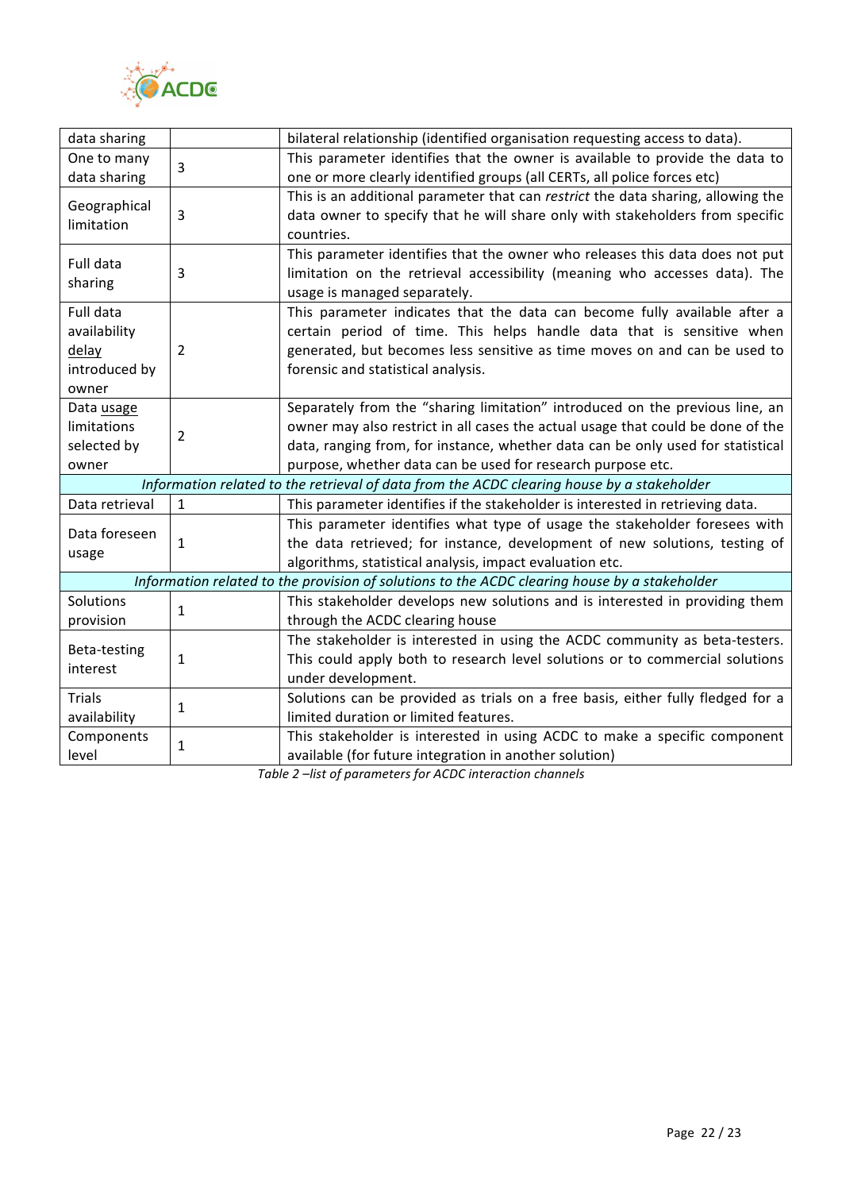| | | |
|---|---|---|
| data sharing | | bilateral relationship (identified organisation requesting access to data). |
| One to many data sharing | 3 | This parameter identifies that the owner is available to provide the data to one or more clearly identified groups (all CERTs, all police forces etc) |
| Geographical limitation | 3 | This is an additional parameter that can *restrict* the data sharing, allowing the data owner to specify that he will share only with stakeholders from specific countries. |
| Full data sharing | 3 | This parameter identifies that the owner who releases this data does not put limitation on the retrieval accessibility (meaning who accesses data). The usage is managed separately. |
| Full data availability delay introduced by owner | 2 | This parameter indicates that the data can become fully available after a certain period of time. This helps handle data that is sensitive when generated, but becomes less sensitive as time moves on and can be used to forensic and statistical analysis. |
| Data usage limitations selected by owner | 2 | Separately from the "sharing limitation" introduced on the previous line, an owner may also restrict in all cases the actual usage that could be done of the data, ranging from, for instance, whether data can be only used for statistical purpose, whether data can be used for research purpose etc. |
| *Information related to the retrieval of data from the ACDC clearing house by a stakeholder* | | |
| Data retrieval | 1 | This parameter identifies if the stakeholder is interested in retrieving data. |
| Data foreseen usage | 1 | This parameter identifies what type of usage the stakeholder foresees with the data retrieved; for instance, development of new solutions, testing of algorithms, statistical analysis, impact evaluation etc. |
| *Information related to the provision of solutions to the ACDC clearing house by a stakeholder* | | |
| Solutions provision | 1 | This stakeholder develops new solutions and is interested in providing them through the ACDC clearing house |
| Beta-testing interest | 1 | The stakeholder is interested in using the ACDC community as beta-testers. This could apply both to research level solutions or to commercial solutions under development. |
| Trials availability | 1 | Solutions can be provided as trials on a free basis, either fully fledged for a limited duration or limited features. |
| Components level | 1 | This stakeholder is interested in using ACDC to make a specific component available (for future integration in another solution) |

*Table 2 –list of parameters for ACDC interaction channels*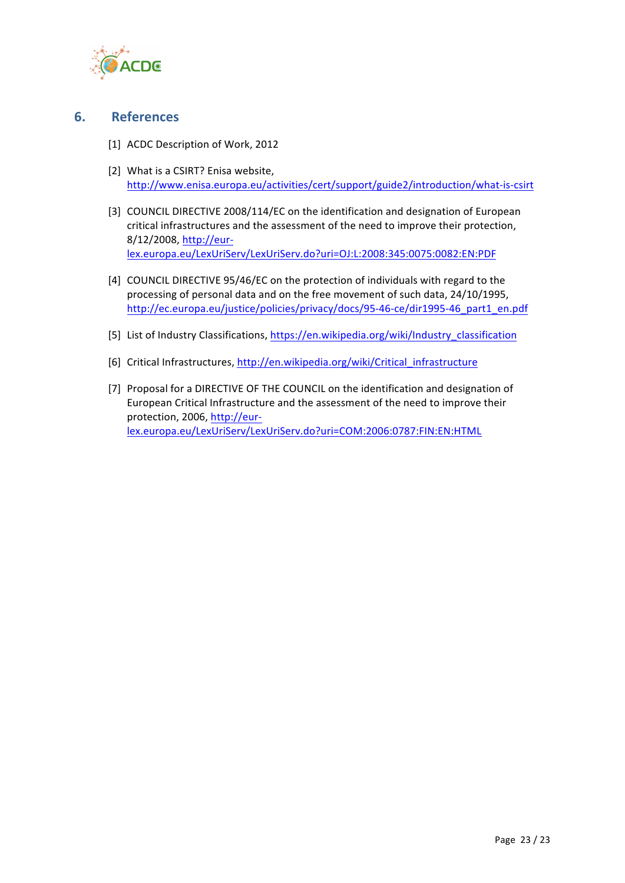# 6. References

[1] ACDC Description of Work, 2012

[2] What is a CSIRT? Enisa website, http://www.enisa.europa.eu/activities/cert/support/guide2/introduction/what-is-csirt

[3] COUNCIL DIRECTIVE 2008/114/EC on the identification and designation of European critical infrastructures and the assessment of the need to improve their protection, 8/12/2008, http://eur-lex.europa.eu/LexUriServ/LexUriServ.do?uri=OJ:L:2008:345:0075:0082:EN:PDF

[4] COUNCIL DIRECTIVE 95/46/EC on the protection of individuals with regard to the processing of personal data and on the free movement of such data, 24/10/1995, http://ec.europa.eu/justice/policies/privacy/docs/95-46-ce/dir1995-46_part1_en.pdf

[5] List of Industry Classifications, https://en.wikipedia.org/wiki/Industry_classification

[6] Critical Infrastructures, http://en.wikipedia.org/wiki/Critical_infrastructure

[7] Proposal for a DIRECTIVE OF THE COUNCIL on the identification and designation of European Critical Infrastructure and the assessment of the need to improve their protection, 2006, http://eur-lex.europa.eu/LexUriServ/LexUriServ.do?uri=COM:2006:0787:FIN:EN:HTML